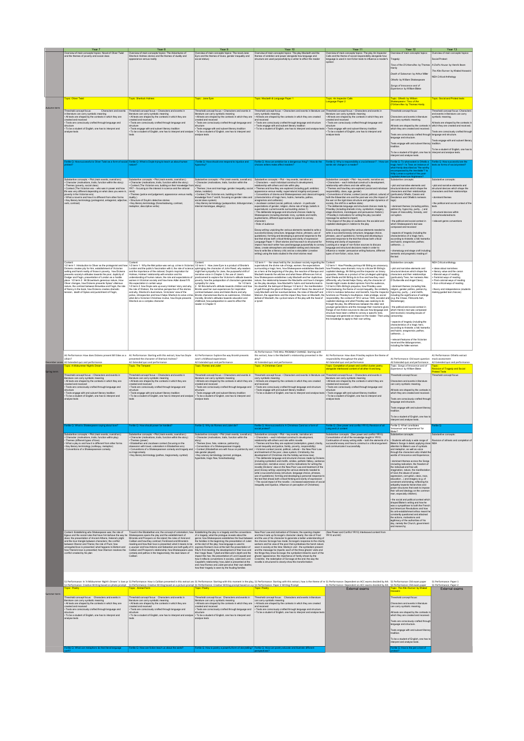| | Year 7 | Year 8 | Year 9 | Year 10 | Year 11 | Year 12 | Year 13 |
|---|---|---|---|---|---|---|---|
| | Overview of main concepts/ topics: Novel of Oliver Twist and the themes of poverty and social class | Overview of main concepts/ topics: The Adventures of Sherlock Holmes stories and the themes of duality and appearance versus reality | Overview of main concepts/ topics: The novel Jane Eyre and the themes of loves, gender inequality and social status) | Overview of main concept/ topics: The play Macbeth and the themes of ambition and power alongside how language and structure are used purposefully by a writer to affect the reader | Overview of main concepts/ topics: The play An Inspector Calls and the theme of social responsibility alongside how language is used in non-fiction texts to influence a reader's opinion | Overview of main concepts/ topics: Tragedy: *Tess of the D'Urbervilles* by Thomas Hardy; *Death of Salesman* by Arthur Miller; *Othello* by William Shakespeare; *Songs of Innocence and of Experience* by William Blake | Overview of main concepts/ topics: Social Protest: *A Doll's House* by Henrik Ibsen; *The Kite Runner* by Khaled Hosseini; NEA Critical Anthology |
| Autumn term | Topic: Oliver Twist | Topic: Sherlock Holmes | Topic: Jane Eyre | Topic: Macbeth & Language Paper 1 | Topic: An Inspector Calls, Language Paper 2 | Topic: Othello by William Shakespeare / Tess of the D'Urbervilles by Thomas Hardy | Topic: Social and Protest texts |
| | Fertile Q: How successful is Oliver Twist as a form of social protest? | Fertile Q: What is Doyle trying to teach us about human nature? | Fertile Q: How should one respond to injustice and hypocrisy? | Fertile Q: How can ambition be a dangerous thing? / How do the choices writers make affect readers? | Fertile Q: Why is responsibility a crucial lesson? / How can words stir change in a reader? | Fertile Q: To what extent is Othello a tragic hero? | Fertile Q: How successful are the texts as forms of social protest? |
| December assessments | A1 Performance: How does Dickens present Bill Sikes as a villain? A2 Extended quiz and performance | A1 Performance: Starting with this extract, how has Doyle presented the character of Sherlock Holmes? A2 Extended quiz and performance | A1 Performance: Explore the way Brontë presents Jane's childhood experiences A2 Extended quiz and performance | A1 Performance: THIS WILL PROBABLY CHANGE: Starting with this extract, how is the Macbeth's relationship presented in the play? A2 Extended quiz and performance | A1 Performance: How does Priestley explore the theme of responsibility throughout the play? A2 Extended quiz and performance | A1 Performance: Old exam question A2 Extended quiz and performance | A1 Performance: Othello extract mock assessment A2 Extended quiz and performance |
| Spring term | Topic: A Midsummer Night's Dream | Topic: The Tempest | Topic: Romeo and Juliet | Topic: A Christmas Carol | Topic: Completion of power and conflict cluster poetry alongside interleaved content of all other lit and lang | Topic: Songs of Innocence and of Experience by William Blake | Topic: Revision of Tragedy and Social Protest Texts |
| | Fertile Q: What is Shakespeare saying about love? | Fertile Q: How should power be handled? | Fertile Q: Why do Romeo and Juliet die? | Fertile Q: How successful is A Christmas Carol as a form of social protest? | Fertile Q: (See power and conflict YR10) Revision of all | Fertile Q: What constitutes 'innocence' and 'experience' for Blake? | Fertile Q: |
| | S1 Performance: In 'A Midsummer Night's Dream' is love presented... S2 Performance: Creative Writing based on photo prompt | S1 Performance: How is Caliban presented in this extract... S2 Performance: Creative Writing based on a picture prompt | S1 Performance: Starting with this moment in the play... S2 Performance: Creative Writing prompt based on a p... | S1 Performance: Starting with this extract, how is the theme of... S2 Performance: Language Paper 2 Writing Prompt | S1 Performance: Dependent on ACC exams decided by AfL | S1 Performance: Dependent on ACC exams decided by AfL S2 Performance: Old exam paper | S1 Performance: Paper 1 S2 Performance: Paper 2 |
| Summer term | Topic: Poetry | Topic: Animal Farm | Topic: Poetry | Topic: Poetry | External exams | Topic: The Kite Runner by Khaled Hosseini | External exams |
| | Fertile Q: What can metaphors do that literal language can't? | Fertile Q: How can fiction teach us about the world? | Fertile Q: How is poetry a powerful form of storytelling? | Fertile Q: How can poetry educate and illustrate different perspectives? | | Fertile Q: How is the Kite Runner a text of protest? | |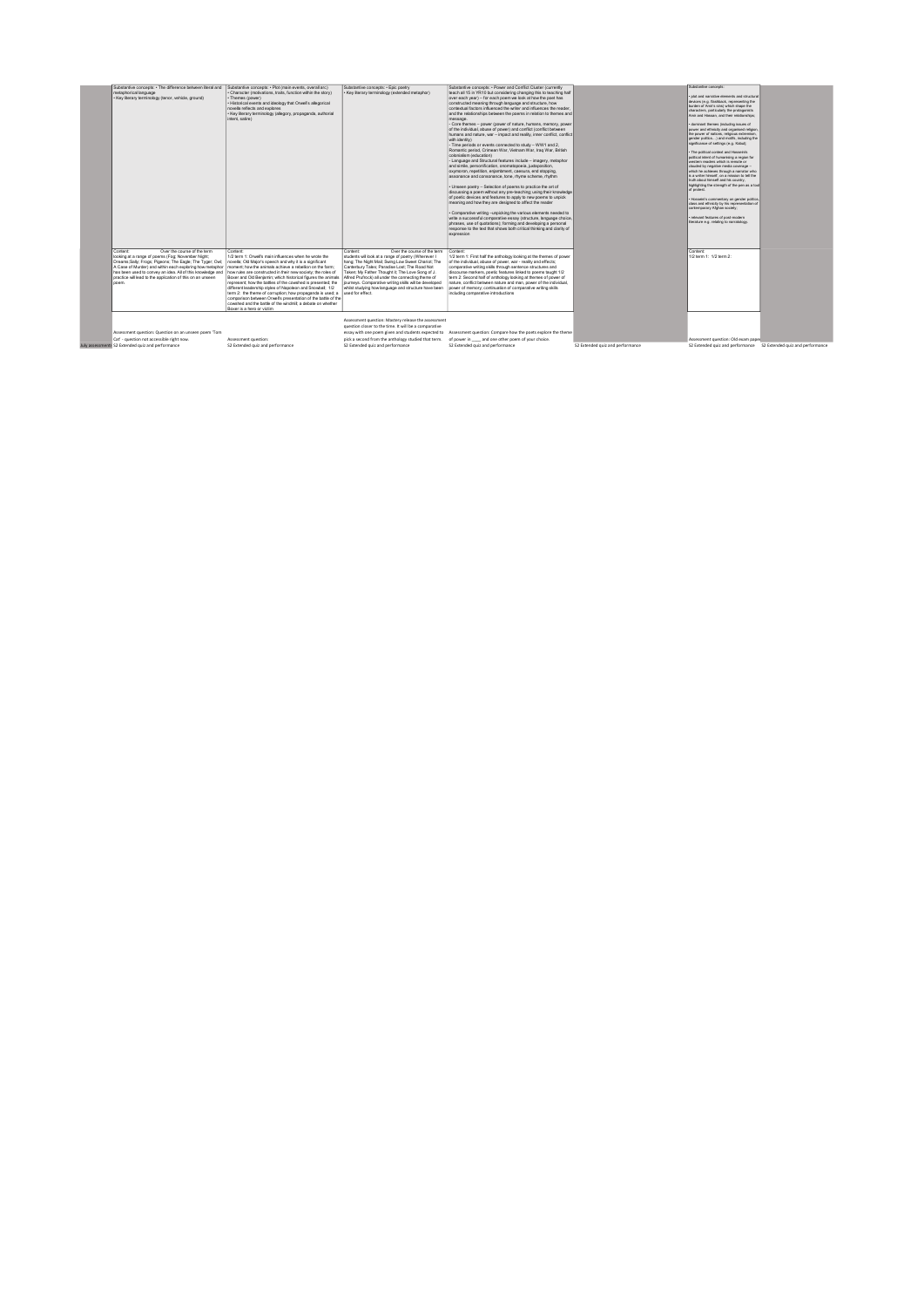| | | | | | | | |
|---|---|---|---|---|---|---|---|
| | Substantive concepts: • The difference between literal and metaphorical language<br>• Key literary terminology (tenor, vehicle, ground) | Substantive concepts: • Plot (main events, overall arc)<br>• Character (motivations, traits, function within the story)<br>• Themes (power)<br>• Historical events and ideology that Orwell's allegorical novella reflects and explores<br>• Key literary terminology (allegory, propaganda, authorial intent, satire) | Substantive concepts: • Epic poetry<br>• Key literary terminology (extended metaphor) | Substantive concepts: • Power and Conflict Cluster (currently teach all 15 in YR10 but considering changing this to teaching half over each year) – for each poem we look at how the poet has constructed meaning through language and structure; how contextual factors influenced the writer and influences the reader, and the relationships between the poems in relation to themes and message.<br>- Core themes – power (power of nature, humans, memory, power of the individual, abuse of power) and conflict (conflict between humans and nature, war – impact and reality, inner conflict, conflict with identity)<br>- Time periods or events connected to study – WW1 and 2, Romantic period, Crimean War, Vietnam War, Iraq War, British colonialism (education)<br>- Language and Structural features include – imagery, metaphor and simile, personification, onomatopoeia, juxtaposition, oxymoron, repetition, enjambment, caesura, end stopping, assonance and consonance, tone, rhyme scheme, rhythm<br>• Unseen poetry – Selection of poems to practice the art of discussing a poem without any pre-teaching; using their knowledge of poetic devices and features to apply to new poems to unpick meaning and how they are designed to affect the reader<br>• Comparative writing –unpicking the various elements needed to write a successful comparative essay (structure, language choice, phrases, use of quotations); forming and developing a personal response to the text that shows both critical thinking and clarity of expression | | Substantive concepts:<br>• plot and narrative elements and structural devices (e.g. flashback, representing the burden of Amir's sins) which shape the characters, particularly the protagonists Amir and Hassan, and their relationships.<br>• dominant themes (including issues of power and ethnicity and organised religion, the power of nations, religious extremism, gender politics...) and motifs, including the significance of settings (e.g. Kabul)<br>• The political context and Hosseini's political intent of humanising a region for western readers which is remote or clouded by negative media coverage – which he achieves through a narrator who is a writer himself, on a mission to tell the truth about himself and his country, highlighting the strength of the pen as a tool of protest.<br>• Hosseini's commentary on gender politics, class and ethnicity by his representation of contemporary Afghan society.<br>• relevant features of post-modern literature e.g. relating to narratology. | |
| | Content: Over the course of the term looking at a range of poems (Fog; November Night; Dreams-Sally; Frogs; Pigeons; The Eagle; The Tyger; Owl; A Case of Murder) and within each exploring how metaphor has been used to convey an idea. All of this knowledge and practice will lead to the application of this on an unseen poem. | Content: 1/2 term 1: Orwell's main influences when he wrote the novella; Old Major's speech and why it is a significant moment; how the animals achieve a rebellion on the farm; how rules are constructed in their new society; the roles of Boxer and Old Benjamin; which historical figures the animals represent; how the battles of the cowshed is presented; the different leadership styles of Napoleon and Snowball. 1/2 term 2: the theme of corruption; how propaganda is used; a comparison between Orwell's presentation of the battle of the cowshed and the battle of the windmill; a debate on whether Boxer is a hero or victim. | Content: Over the course of the term students will look at a range of poetry (Wherever I hang; The Night Mail; Swing Low Sweet Chariot; The Canterbury Tales; Paradise Lost; The Road Not Taken; My Father Thought it; The Love Song of J. Alfred Prufrock) all under the connecting theme of journeys. Comparative writing skills will be developed whilst studying how language and structure have been used for effect. | Content: 1/2 term 1: First half the anthology looking at the themes of power of the individual, abuse of power, war – reality and effects; comparative writing skills through sentence structures and discourse markers, poetic features linked to poems taught 1/2 term 2: Second half of anthology looking at themes of power of nature, conflict between nature and man, power of the individual, power of memory; continuation of comparative writing skills including comparative introductions | | Content:<br>1/2 term 1: 1/2 term 2: | |
| | Assessment question: Question on an unseen poem 'Tom Cat' - question not accessible right now. | Assessment question: | Assessment question: Mastery release the assessment question closer to the time. It will be a comparative essay with one poem given and students expected to pick a second from the anthology studied that term. | Assessment question: Compare how the poets explore the theme of power in ____ and one other poem of your choice | | Assessment question: Old exam paper | |
| July assessment | S2 Extended quiz and performance | S2 Extended quiz and performance | S2 Extended quiz and performance | S2 Extended quiz and performance | S2 Extended quiz and performance | S2 Extended quiz and performance | S2 Extended quiz and performance |